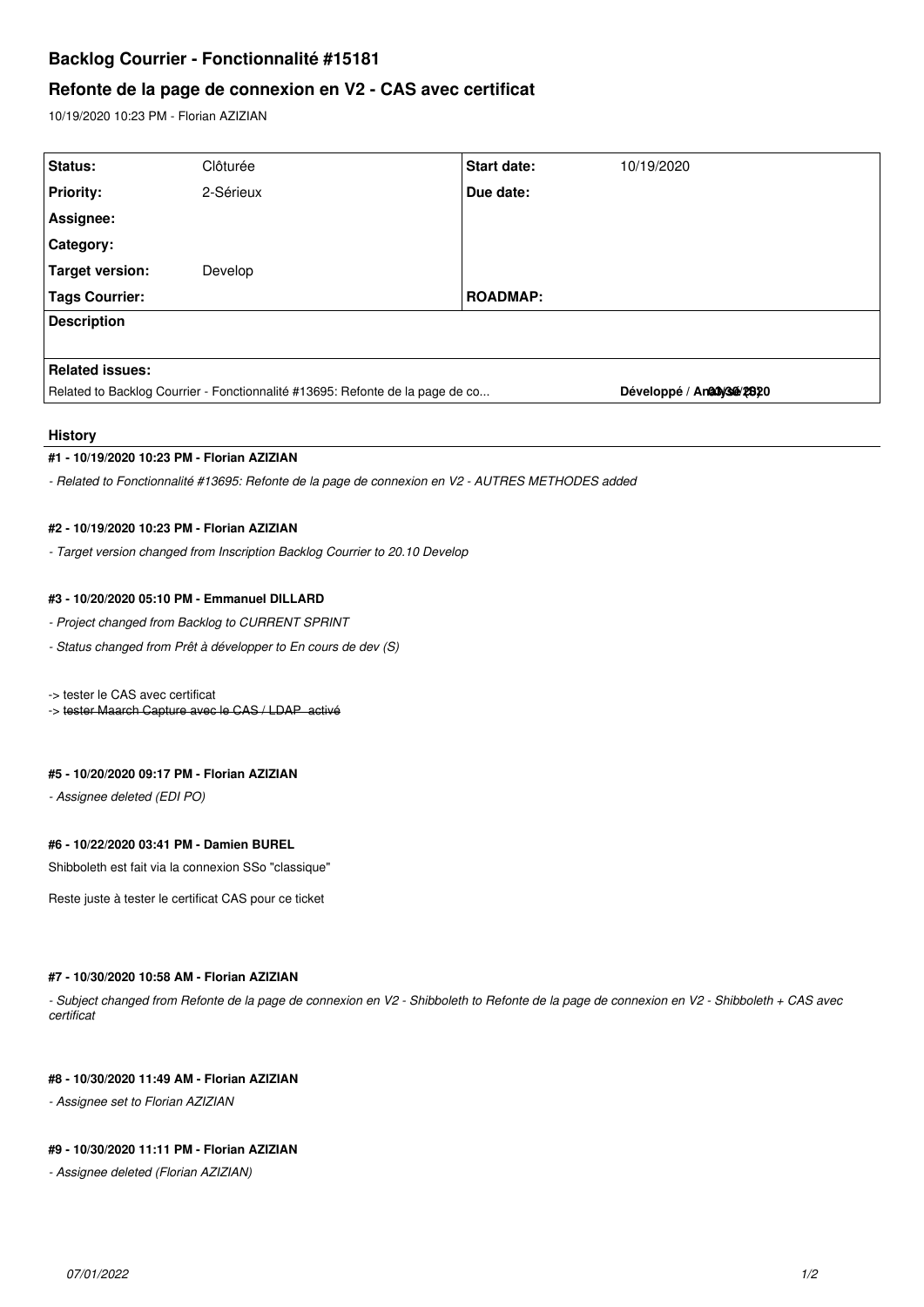# Backlog Courrier - Fonctionnalité #15181

## Refonte de la page de connexion en V2 - CAS avec certificat

10/19/2020 10:23 PM - Florian AZIZIAN

| Status: | Clôturée | Start date: | 10/19/2020 |
|---|---|---|---|
| Priority: | 2-Sérieux | Due date: | |
| Assignee: | | | |
| Category: | | | |
| Target version: | Develop | | |
| Tags Courrier: | | ROADMAP: | |

**Description**

**Related issues:**

Related to Backlog Courrier - Fonctionnalité #13695: Refonte de la page de co... — **Développé / Analysé** 03/30/2020

## History

### #1 - 10/19/2020 10:23 PM - Florian AZIZIAN

*- Related to Fonctionnalité #13695: Refonte de la page de connexion en V2 - AUTRES METHODES added*

### #2 - 10/19/2020 10:23 PM - Florian AZIZIAN

*- Target version changed from Inscription Backlog Courrier to 20.10 Develop*

### #3 - 10/20/2020 05:10 PM - Emmanuel DILLARD

*- Project changed from Backlog to CURRENT SPRINT*

*- Status changed from Prêt à développer to En cours de dev (S)*

-> tester le CAS avec certificat  
-> ~~tester Maarch Capture avec le CAS / LDAP activé~~

### #5 - 10/20/2020 09:17 PM - Florian AZIZIAN

*- Assignee deleted (EDI PO)*

### #6 - 10/22/2020 03:41 PM - Damien BUREL

Shibboleth est fait via la connexion SSo "classique"

Reste juste à tester le certificat CAS pour ce ticket

### #7 - 10/30/2020 10:58 AM - Florian AZIZIAN

*- Subject changed from Refonte de la page de connexion en V2 - Shibboleth to Refonte de la page de connexion en V2 - Shibboleth + CAS avec certificat*

### #8 - 10/30/2020 11:49 AM - Florian AZIZIAN

*- Assignee set to Florian AZIZIAN*

### #9 - 10/30/2020 11:11 PM - Florian AZIZIAN

*- Assignee deleted (Florian AZIZIAN)*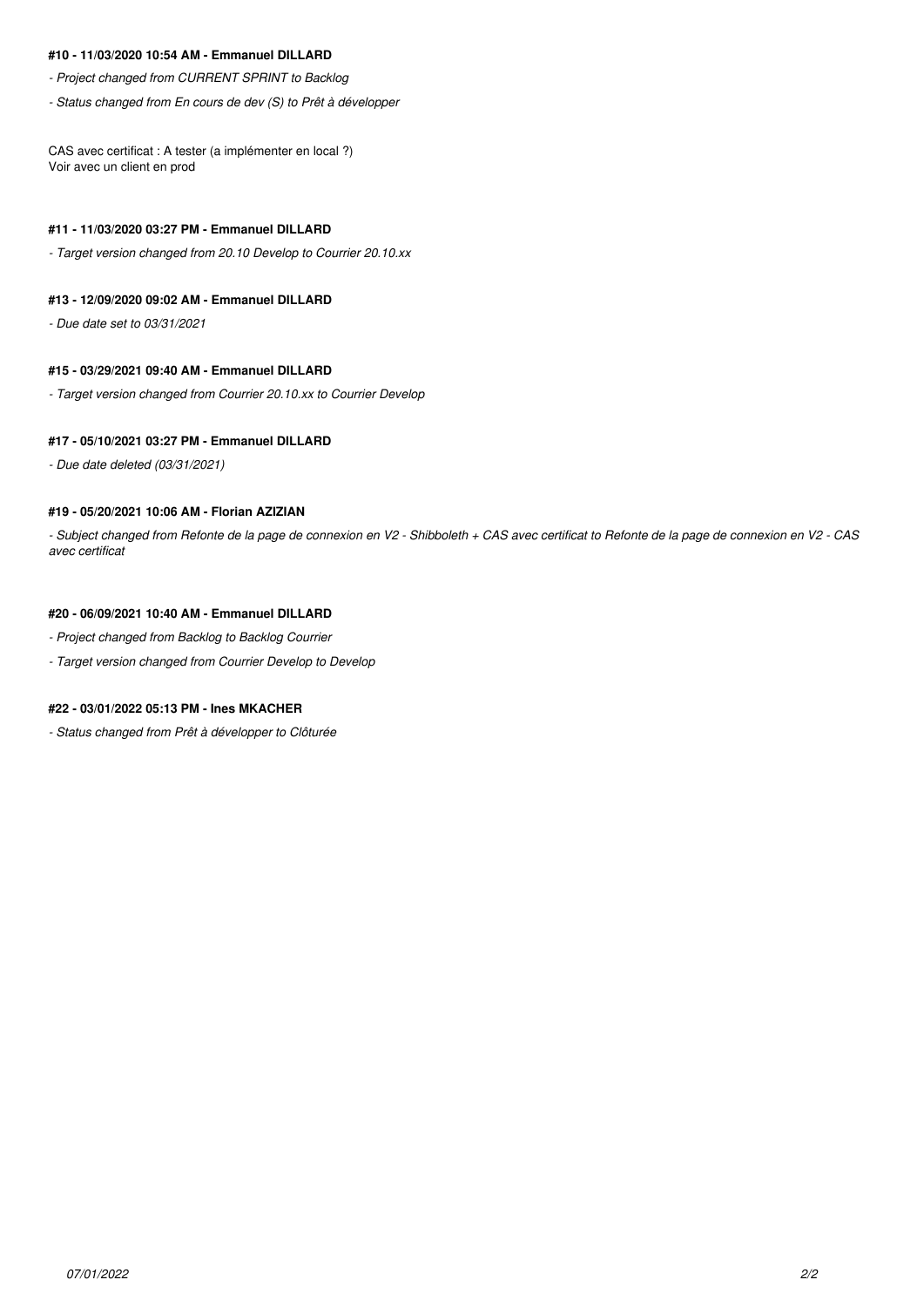#### #10 - 11/03/2020 10:54 AM - Emmanuel DILLARD

*- Project changed from CURRENT SPRINT to Backlog*

*- Status changed from En cours de dev (S) to Prêt à développer*

CAS avec certificat : A tester (a implémenter en local ?)
Voir avec un client en prod

#### #11 - 11/03/2020 03:27 PM - Emmanuel DILLARD

*- Target version changed from 20.10 Develop to Courrier 20.10.xx*

#### #13 - 12/09/2020 09:02 AM - Emmanuel DILLARD

*- Due date set to 03/31/2021*

#### #15 - 03/29/2021 09:40 AM - Emmanuel DILLARD

*- Target version changed from Courrier 20.10.xx to Courrier Develop*

#### #17 - 05/10/2021 03:27 PM - Emmanuel DILLARD

*- Due date deleted (03/31/2021)*

#### #19 - 05/20/2021 10:06 AM - Florian AZIZIAN

*- Subject changed from Refonte de la page de connexion en V2 - Shibboleth + CAS avec certificat to Refonte de la page de connexion en V2 - CAS avec certificat*

#### #20 - 06/09/2021 10:40 AM - Emmanuel DILLARD

*- Project changed from Backlog to Backlog Courrier*

*- Target version changed from Courrier Develop to Develop*

#### #22 - 03/01/2022 05:13 PM - Ines MKACHER

*- Status changed from Prêt à développer to Clôturée*